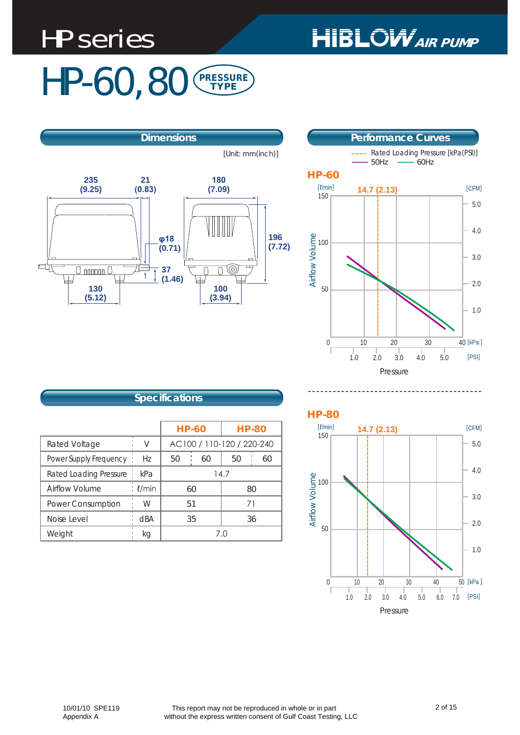# HP series

**HIBLOW AIR PUMP**

# HP-60, 80 PRESSURE TYPE

## Dimensions

[Unit: mm(inch)]

235 (9.25)
21 (0.83)
180 (7.09)
φ18 (0.71)
196 (7.72)
37 (1.46)
130 (5.12)
100 (3.94)

## Performance Curves

---- Rated Loading Pressure [kPa(PSI)]
—— 50Hz —— 60Hz

**HP-60**

[ℓ/min] 14.7 (2.13) [CFM]

Airflow Volume

Pressure [kPa] [PSI]

**HP-80**

[ℓ/min] 14.7 (2.13) [CFM]

Airflow Volume

Pressure [kPa] [PSI]

## Specifications

| | | HP-60 | | HP-80 | |
|---|---|---|---|---|---|
| Rated Voltage | V | AC100 / 110-120 / 220-240 | | | |
| Power Supply Frequency | Hz | 50 | 60 | 50 | 60 |
| Rated Loading Pressure | kPa | 14.7 | | | |
| Airflow Volume | ℓ/min | 60 | | 80 | |
| Power Consumption | W | 51 | | 71 | |
| Noise Level | dBA | 35 | | 36 | |
| Weight | kg | 7.0 | | | |

10/01/10 SPE119
Appendix A

This report may not be reproduced in whole or in part
without the express written consent of Gulf Coast Testing, LLC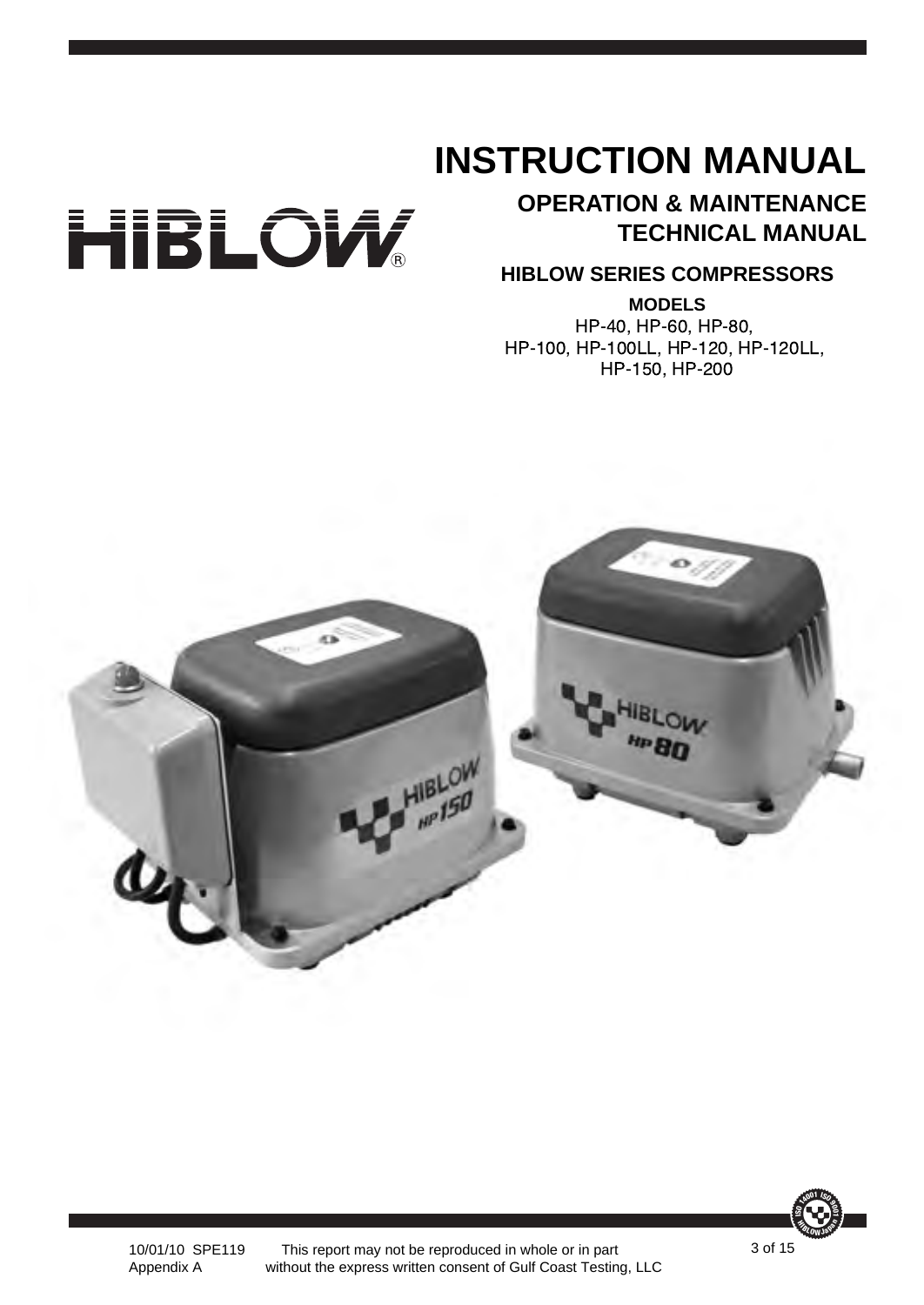# INSTRUCTION MANUAL

## OPERATION & MAINTENANCE TECHNICAL MANUAL

HIBLOW®

### HIBLOW SERIES COMPRESSORS

**MODELS**

HP-40, HP-60, HP-80,
HP-100, HP-100LL, HP-120, HP-120LL,
HP-150, HP-200

10/01/10 SPE119
Appendix A

This report may not be reproduced in whole or in part without the express written consent of Gulf Coast Testing, LLC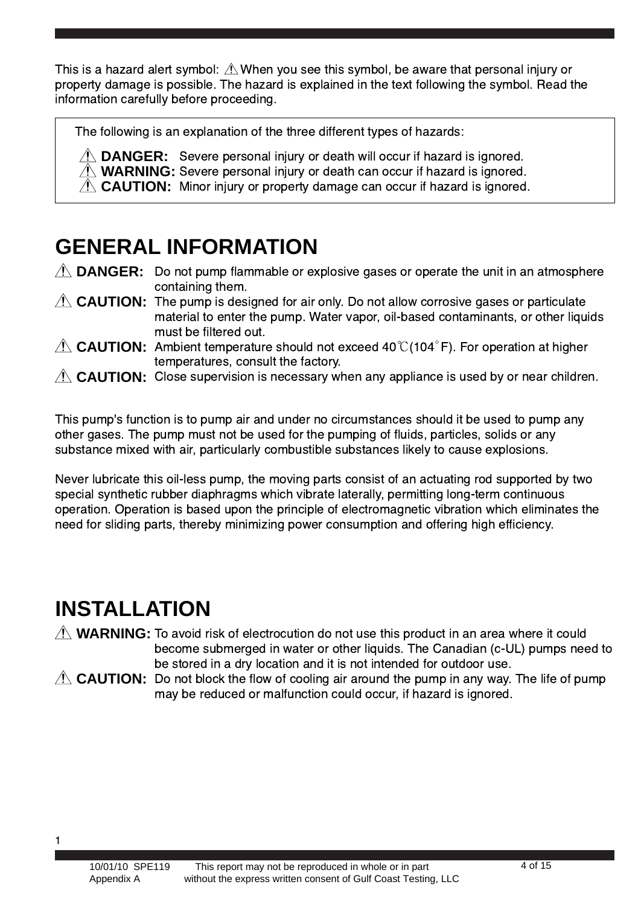This is a hazard alert symbol: ⚠ When you see this symbol, be aware that personal injury or property damage is possible. The hazard is explained in the text following the symbol. Read the information carefully before proceeding.

The following is an explanation of the three different types of hazards:

⚠ **DANGER:** Severe personal injury or death will occur if hazard is ignored.
⚠ **WARNING:** Severe personal injury or death can occur if hazard is ignored.
⚠ **CAUTION:** Minor injury or property damage can occur if hazard is ignored.

# GENERAL INFORMATION

⚠ **DANGER:** Do not pump flammable or explosive gases or operate the unit in an atmosphere containing them.

⚠ **CAUTION:** The pump is designed for air only. Do not allow corrosive gases or particulate material to enter the pump. Water vapor, oil-based contaminants, or other liquids must be filtered out.

⚠ **CAUTION:** Ambient temperature should not exceed 40℃(104°F). For operation at higher temperatures, consult the factory.

⚠ **CAUTION:** Close supervision is necessary when any appliance is used by or near children.

This pump's function is to pump air and under no circumstances should it be used to pump any other gases. The pump must not be used for the pumping of fluids, particles, solids or any substance mixed with air, particularly combustible substances likely to cause explosions.

Never lubricate this oil-less pump, the moving parts consist of an actuating rod supported by two special synthetic rubber diaphragms which vibrate laterally, permitting long-term continuous operation. Operation is based upon the principle of electromagnetic vibration which eliminates the need for sliding parts, thereby minimizing power consumption and offering high efficiency.

# INSTALLATION

⚠ **WARNING:** To avoid risk of electrocution do not use this product in an area where it could become submerged in water or other liquids. The Canadian (c-UL) pumps need to be stored in a dry location and it is not intended for outdoor use.

⚠ **CAUTION:** Do not block the flow of cooling air around the pump in any way. The life of pump may be reduced or malfunction could occur, if hazard is ignored.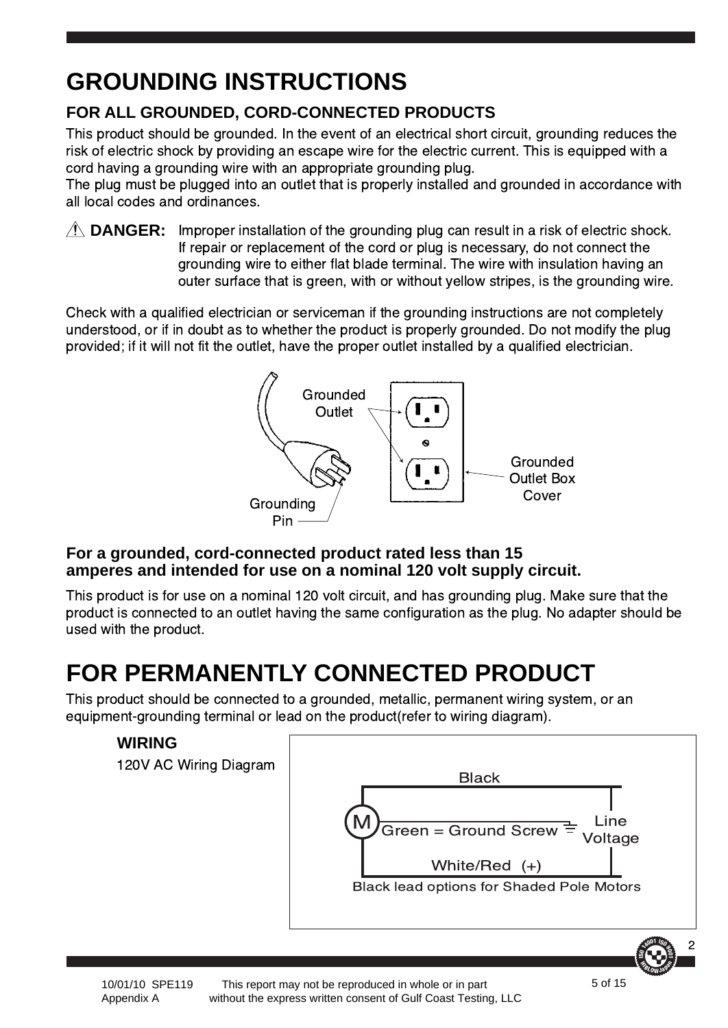# GROUNDING INSTRUCTIONS

### FOR ALL GROUNDED, CORD-CONNECTED PRODUCTS

This product should be grounded. In the event of an electrical short circuit, grounding reduces the risk of electric shock by providing an escape wire for the electric current. This is equipped with a cord having a grounding wire with an appropriate grounding plug.
The plug must be plugged into an outlet that is properly installed and grounded in accordance with all local codes and ordinances.

⚠ **DANGER:** Improper installation of the grounding plug can result in a risk of electric shock. If repair or replacement of the cord or plug is necessary, do not connect the grounding wire to either flat blade terminal. The wire with insulation having an outer surface that is green, with or without yellow stripes, is the grounding wire.

Check with a qualified electrician or serviceman if the grounding instructions are not completely understood, or if in doubt as to whether the product is properly grounded. Do not modify the plug provided; if it will not fit the outlet, have the proper outlet installed by a qualified electrician.

Grounded Outlet

Grounded Outlet Box Cover

Grounding Pin

### For a grounded, cord-connected product rated less than 15 amperes and intended for use on a nominal 120 volt supply circuit.

This product is for use on a nominal 120 volt circuit, and has grounding plug. Make sure that the product is connected to an outlet having the same configuration as the plug. No adapter should be used with the product.

# FOR PERMANENTLY CONNECTED PRODUCT

This product should be connected to a grounded, metallic, permanent wiring system, or an equipment-grounding terminal or lead on the product(refer to wiring diagram).

### WIRING

120V AC Wiring Diagram

Black

M

Green = Ground Screw

Line Voltage

White/Red (+)

Black lead options for Shaded Pole Motors

10/01/10 SPE119
Appendix A

This report may not be reproduced in whole or in part without the express written consent of Gulf Coast Testing, LLC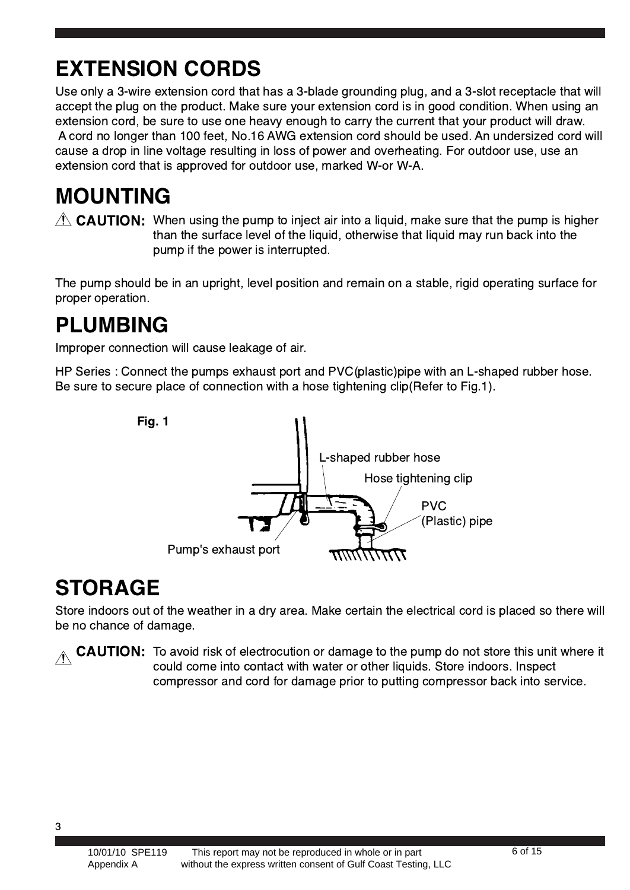# EXTENSION CORDS

Use only a 3-wire extension cord that has a 3-blade grounding plug, and a 3-slot receptacle that will accept the plug on the product. Make sure your extension cord is in good condition. When using an extension cord, be sure to use one heavy enough to carry the current that your product will draw. A cord no longer than 100 feet, No.16 AWG extension cord should be used. An undersized cord will cause a drop in line voltage resulting in loss of power and overheating. For outdoor use, use an extension cord that is approved for outdoor use, marked W-or W-A.

# MOUNTING

⚠ **CAUTION:** When using the pump to inject air into a liquid, make sure that the pump is higher than the surface level of the liquid, otherwise that liquid may run back into the pump if the power is interrupted.

The pump should be in an upright, level position and remain on a stable, rigid operating surface for proper operation.

# PLUMBING

Improper connection will cause leakage of air.

HP Series : Connect the pumps exhaust port and PVC(plastic)pipe with an L-shaped rubber hose. Be sure to secure place of connection with a hose tightening clip(Refer to Fig.1).

**Fig. 1**

L-shaped rubber hose

Hose tightening clip

PVC (Plastic) pipe

Pump's exhaust port

# STORAGE

Store indoors out of the weather in a dry area. Make certain the electrical cord is placed so there will be no chance of damage.

⚠ **CAUTION:** To avoid risk of electrocution or damage to the pump do not store this unit where it could come into contact with water or other liquids. Store indoors. Inspect compressor and cord for damage prior to putting compressor back into service.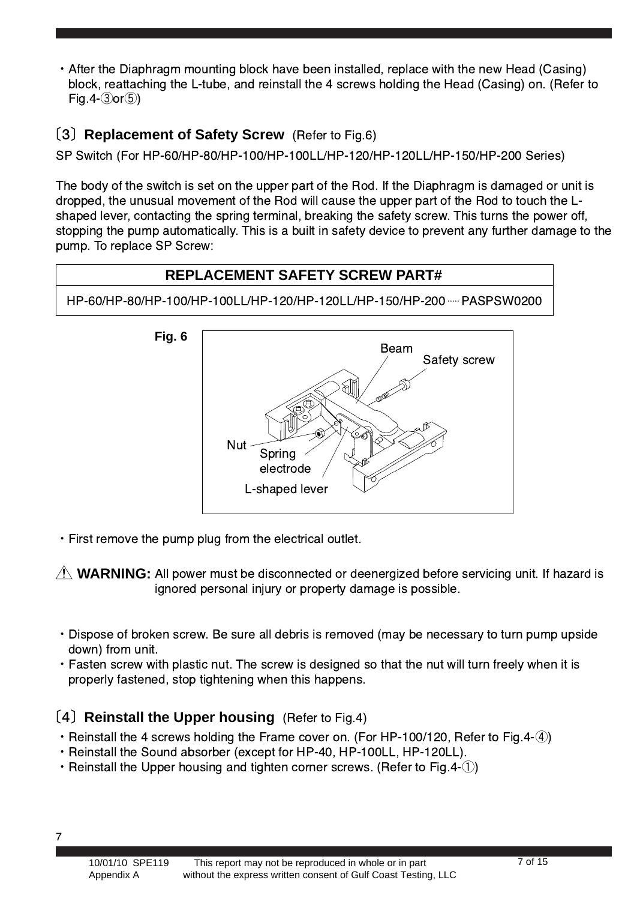・After the Diaphragm mounting block have been installed, replace with the new Head (Casing) block, reattaching the L-tube, and reinstall the 4 screws holding the Head (Casing) on. (Refer to Fig.4-③or⑤)

## 〔3〕Replacement of Safety Screw (Refer to Fig.6)

SP Switch (For HP-60/HP-80/HP-100/HP-100LL/HP-120/HP-120LL/HP-150/HP-200 Series)

The body of the switch is set on the upper part of the Rod. If the Diaphragm is damaged or unit is dropped, the unusual movement of the Rod will cause the upper part of the Rod to touch the L-shaped lever, contacting the spring terminal, breaking the safety screw. This turns the power off, stopping the pump automatically. This is a built in safety device to prevent any further damage to the pump. To replace SP Screw:

| REPLACEMENT SAFETY SCREW PART# |
| --- |
| HP-60/HP-80/HP-100/HP-100LL/HP-120/HP-120LL/HP-150/HP-200 ..... PASPSW0200 |

**Fig. 6**

Beam
Safety screw
Nut
Spring electrode
L-shaped lever

・First remove the pump plug from the electrical outlet.

⚠ **WARNING:** All power must be disconnected or deenergized before servicing unit. If hazard is ignored personal injury or property damage is possible.

・Dispose of broken screw. Be sure all debris is removed (may be necessary to turn pump upside down) from unit.
・Fasten screw with plastic nut. The screw is designed so that the nut will turn freely when it is properly fastened, stop tightening when this happens.

## 〔4〕Reinstall the Upper housing (Refer to Fig.4)

・Reinstall the 4 screws holding the Frame cover on. (For HP-100/120, Refer to Fig.4-④)
・Reinstall the Sound absorber (except for HP-40, HP-100LL, HP-120LL).
・Reinstall the Upper housing and tighten corner screws. (Refer to Fig.4-①)

10/01/10 SPE119 Appendix A — This report may not be reproduced in whole or in part without the express written consent of Gulf Coast Testing, LLC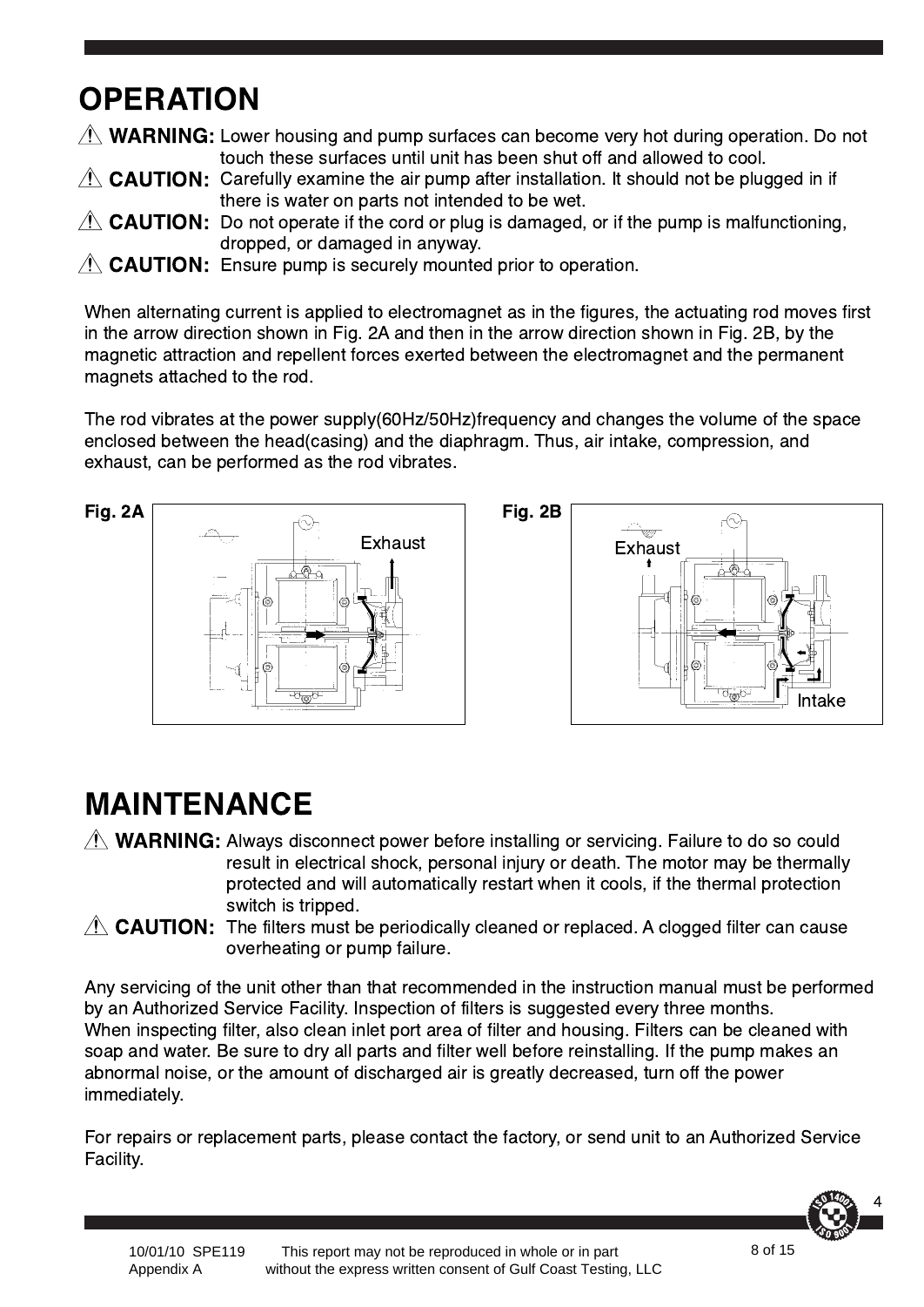# OPERATION

⚠ **WARNING:** Lower housing and pump surfaces can become very hot during operation. Do not touch these surfaces until unit has been shut off and allowed to cool.

⚠ **CAUTION:** Carefully examine the air pump after installation. It should not be plugged in if there is water on parts not intended to be wet.

⚠ **CAUTION:** Do not operate if the cord or plug is damaged, or if the pump is malfunctioning, dropped, or damaged in anyway.

⚠ **CAUTION:** Ensure pump is securely mounted prior to operation.

When alternating current is applied to electromagnet as in the figures, the actuating rod moves first in the arrow direction shown in Fig. 2A and then in the arrow direction shown in Fig. 2B, by the magnetic attraction and repellent forces exerted between the electromagnet and the permanent magnets attached to the rod.

The rod vibrates at the power supply(60Hz/50Hz)frequency and changes the volume of the space enclosed between the head(casing) and the diaphragm. Thus, air intake, compression, and exhaust, can be performed as the rod vibrates.

**Fig. 2A**

Exhaust

**Fig. 2B**

Exhaust

Intake

# MAINTENANCE

⚠ **WARNING:** Always disconnect power before installing or servicing. Failure to do so could result in electrical shock, personal injury or death. The motor may be thermally protected and will automatically restart when it cools, if the thermal protection switch is tripped.

⚠ **CAUTION:** The filters must be periodically cleaned or replaced. A clogged filter can cause overheating or pump failure.

Any servicing of the unit other than that recommended in the instruction manual must be performed by an Authorized Service Facility. Inspection of filters is suggested every three months.
When inspecting filter, also clean inlet port area of filter and housing. Filters can be cleaned with soap and water. Be sure to dry all parts and filter well before reinstalling. If the pump makes an abnormal noise, or the amount of discharged air is greatly decreased, turn off the power immediately.

For repairs or replacement parts, please contact the factory, or send unit to an Authorized Service Facility.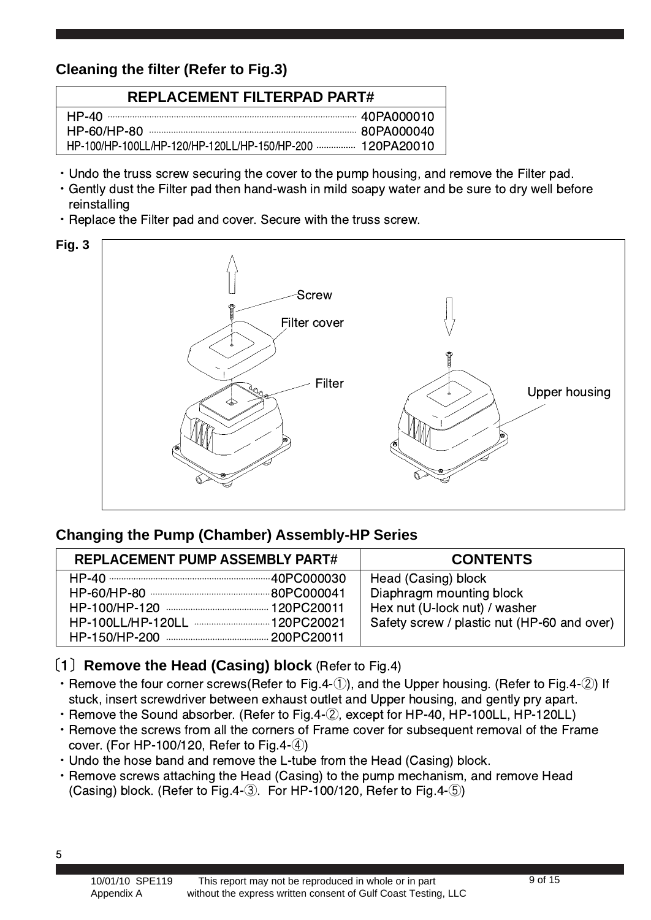## Cleaning the filter (Refer to Fig.3)

| REPLACEMENT FILTERPAD PART# | |
|---|---|
| HP-40 | 40PA000010 |
| HP-60/HP-80 | 80PA000040 |
| HP-100/HP-100LL/HP-120/HP-120LL/HP-150/HP-200 | 120PA20010 |

- Undo the truss screw securing the cover to the pump housing, and remove the Filter pad.
- Gently dust the Filter pad then hand-wash in mild soapy water and be sure to dry well before reinstalling
- Replace the Filter pad and cover. Secure with the truss screw.

Fig. 3

Screw
Filter cover
Filter
Upper housing

## Changing the Pump (Chamber) Assembly-HP Series

| REPLACEMENT PUMP ASSEMBLY PART# | | CONTENTS |
|---|---|---|
| HP-40 | 40PC000030 | Head (Casing) block |
| HP-60/HP-80 | 80PC000041 | Diaphragm mounting block |
| HP-100/HP-120 | 120PC20011 | Hex nut (U-lock nut) / washer |
| HP-100LL/HP-120LL | 120PC20021 | Safety screw / plastic nut (HP-60 and over) |
| HP-150/HP-200 | 200PC20011 | |

### 〔1〕 Remove the Head (Casing) block (Refer to Fig.4)

- Remove the four corner screws(Refer to Fig.4-①), and the Upper housing. (Refer to Fig.4-②) If stuck, insert screwdriver between exhaust outlet and Upper housing, and gently pry apart.
- Remove the Sound absorber. (Refer to Fig.4-②, except for HP-40, HP-100LL, HP-120LL)
- Remove the screws from all the corners of Frame cover for subsequent removal of the Frame cover. (For HP-100/120, Refer to Fig.4-④)
- Undo the hose band and remove the L-tube from the Head (Casing) block.
- Remove screws attaching the Head (Casing) to the pump mechanism, and remove Head (Casing) block. (Refer to Fig.4-③. For HP-100/120, Refer to Fig.4-⑤)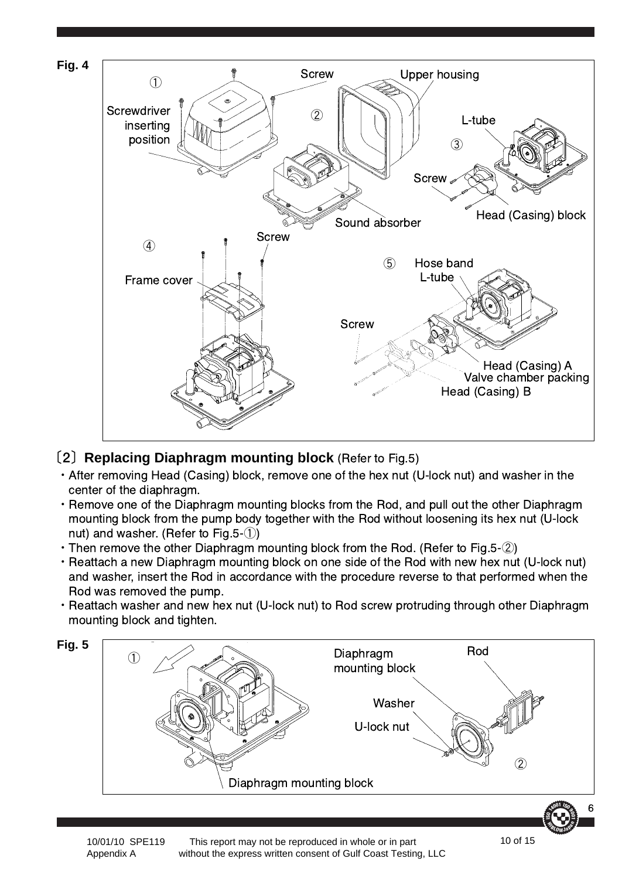**Fig. 4**

① Screwdriver inserting position

② Screw, Upper housing, Sound absorber

③ L-tube, Screw, Head (Casing) block

④ Screw, Frame cover

⑤ Hose band, L-tube, Screw, Head (Casing) A, Valve chamber packing, Head (Casing) B

## 〔2〕**Replacing Diaphragm mounting block** (Refer to Fig.5)

- After removing Head (Casing) block, remove one of the hex nut (U-lock nut) and washer in the center of the diaphragm.
- Remove one of the Diaphragm mounting blocks from the Rod, and pull out the other Diaphragm mounting block from the pump body together with the Rod without loosening its hex nut (U-lock nut) and washer. (Refer to Fig.5-①)
- Then remove the other Diaphragm mounting block from the Rod. (Refer to Fig.5-②)
- Reattach a new Diaphragm mounting block on one side of the Rod with new hex nut (U-lock nut) and washer, insert the Rod in accordance with the procedure reverse to that performed when the Rod was removed the pump.
- Reattach washer and new hex nut (U-lock nut) to Rod screw protruding through other Diaphragm mounting block and tighten.

**Fig. 5**

① Diaphragm mounting block

② Diaphragm mounting block, Rod, Washer, U-lock nut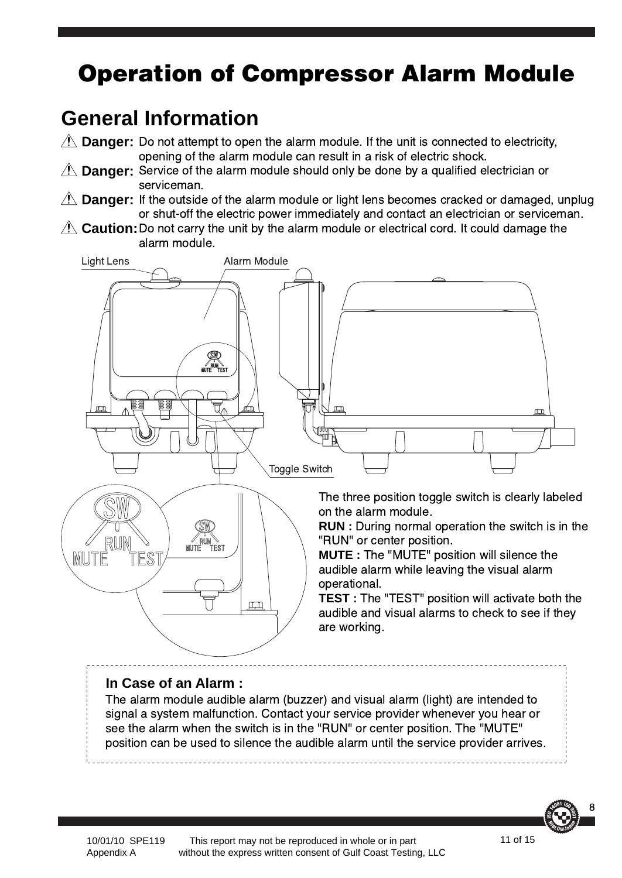# Operation of Compressor Alarm Module

## General Information

⚠ **Danger:** Do not attempt to open the alarm module. If the unit is connected to electricity, opening of the alarm module can result in a risk of electric shock.

⚠ **Danger:** Service of the alarm module should only be done by a qualified electrician or serviceman.

⚠ **Danger:** If the outside of the alarm module or light lens becomes cracked or damaged, unplug or shut-off the electric power immediately and contact an electrician or serviceman.

⚠ **Caution:** Do not carry the unit by the alarm module or electrical cord. It could damage the alarm module.

Light Lens

Alarm Module

Toggle Switch

The three position toggle switch is clearly labeled on the alarm module.

**RUN :** During normal operation the switch is in the "RUN" or center position.

**MUTE :** The "MUTE" position will silence the audible alarm while leaving the visual alarm operational.

**TEST :** The "TEST" position will activate both the audible and visual alarms to check to see if they are working.

**In Case of an Alarm :**

The alarm module audible alarm (buzzer) and visual alarm (light) are intended to signal a system malfunction. Contact your service provider whenever you hear or see the alarm when the switch is in the "RUN" or center position. The "MUTE" position can be used to silence the audible alarm until the service provider arrives.

10/01/10 SPE119
Appendix A

This report may not be reproduced in whole or in part without the express written consent of Gulf Coast Testing, LLC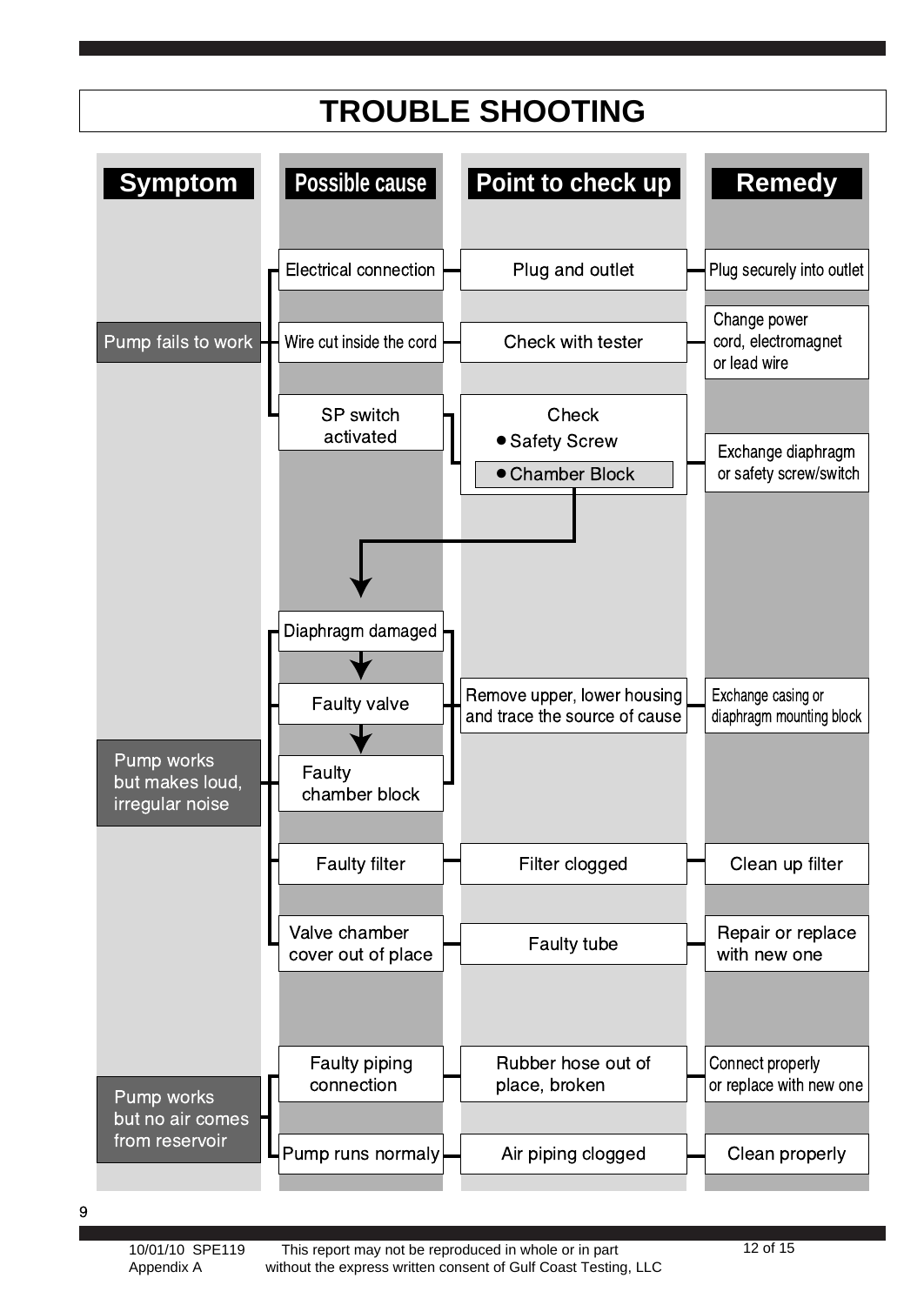# TROUBLE SHOOTING

| Symptom | Possible cause | Point to check up | Remedy |
|---|---|---|---|
| Pump fails to work | Electrical connection | Plug and outlet | Plug securely into outlet |
| | Wire cut inside the cord | Check with tester | Change power cord, electromagnet or lead wire |
| | SP switch activated | Check<br>• Safety Screw<br>• Chamber Block | Exchange diaphragm or safety screw/switch |
| Pump works but makes loud, irregular noise | Diaphragm damaged → Faulty valve → Faulty chamber block | Remove upper, lower housing and trace the source of cause | Exchange casing or diaphragm mounting block |
| | Faulty filter | Filter clogged | Clean up filter |
| | Valve chamber cover out of place | Faulty tube | Repair or replace with new one |
| Pump works but no air comes from reservoir | Faulty piping connection | Rubber hose out of place, broken | Connect properly or replace with new one |
| | Pump runs normaly | Air piping clogged | Clean properly |

(Chamber Block check → Diaphragm damaged)

9

10/01/10 SPE119 Appendix A — This report may not be reproduced in whole or in part without the express written consent of Gulf Coast Testing, LLC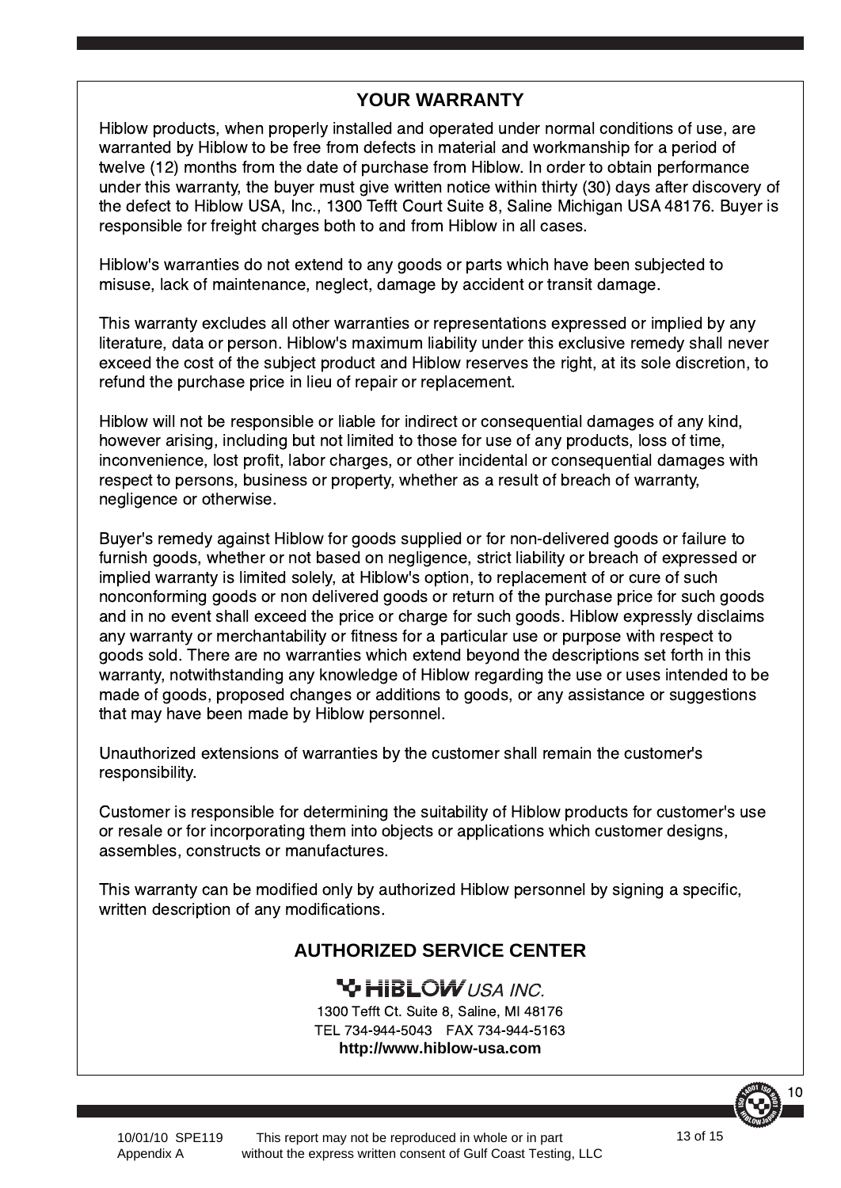## YOUR WARRANTY

Hiblow products, when properly installed and operated under normal conditions of use, are warranted by Hiblow to be free from defects in material and workmanship for a period of twelve (12) months from the date of purchase from Hiblow. In order to obtain performance under this warranty, the buyer must give written notice within thirty (30) days after discovery of the defect to Hiblow USA, Inc., 1300 Tefft Court Suite 8, Saline Michigan USA 48176. Buyer is responsible for freight charges both to and from Hiblow in all cases.

Hiblow's warranties do not extend to any goods or parts which have been subjected to misuse, lack of maintenance, neglect, damage by accident or transit damage.

This warranty excludes all other warranties or representations expressed or implied by any literature, data or person. Hiblow's maximum liability under this exclusive remedy shall never exceed the cost of the subject product and Hiblow reserves the right, at its sole discretion, to refund the purchase price in lieu of repair or replacement.

Hiblow will not be responsible or liable for indirect or consequential damages of any kind, however arising, including but not limited to those for use of any products, loss of time, inconvenience, lost profit, labor charges, or other incidental or consequential damages with respect to persons, business or property, whether as a result of breach of warranty, negligence or otherwise.

Buyer's remedy against Hiblow for goods supplied or for non-delivered goods or failure to furnish goods, whether or not based on negligence, strict liability or breach of expressed or implied warranty is limited solely, at Hiblow's option, to replacement of or cure of such nonconforming goods or non delivered goods or return of the purchase price for such goods and in no event shall exceed the price or charge for such goods. Hiblow expressly disclaims any warranty or merchantability or fitness for a particular use or purpose with respect to goods sold. There are no warranties which extend beyond the descriptions set forth in this warranty, notwithstanding any knowledge of Hiblow regarding the use or uses intended to be made of goods, proposed changes or additions to goods, or any assistance or suggestions that may have been made by Hiblow personnel.

Unauthorized extensions of warranties by the customer shall remain the customer's responsibility.

Customer is responsible for determining the suitability of Hiblow products for customer's use or resale or for incorporating them into objects or applications which customer designs, assembles, constructs or manufactures.

This warranty can be modified only by authorized Hiblow personnel by signing a specific, written description of any modifications.

## AUTHORIZED SERVICE CENTER

HIBLOW *USA INC.*

1300 Tefft Ct. Suite 8, Saline, MI 48176

TEL 734-944-5043 FAX 734-944-5163

**http://www.hiblow-usa.com**

10/01/10 SPE119 Appendix A

This report may not be reproduced in whole or in part without the express written consent of Gulf Coast Testing, LLC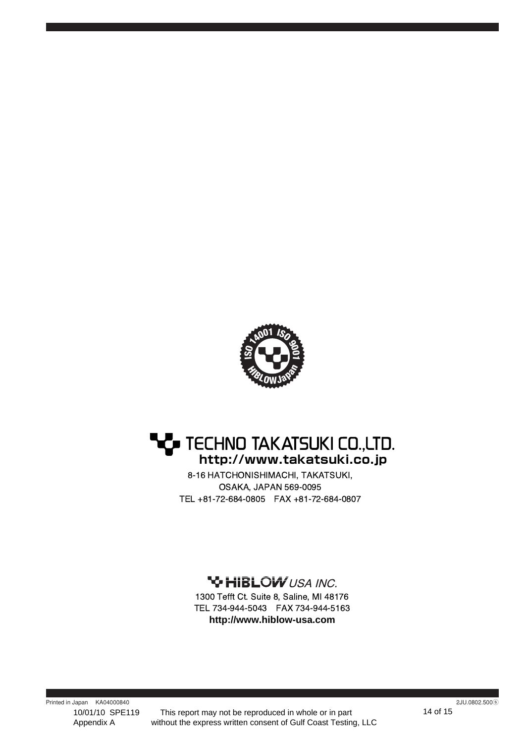TECHNO TAKATSUKI CO.,LTD.

**http://www.takatsuki.co.jp**

8-16 HATCHONISHIMACHI, TAKATSUKI,
OSAKA, JAPAN 569-0095
TEL +81-72-684-0805    FAX +81-72-684-0807

HIBLOW *USA INC.*

1300 Tefft Ct. Suite 8, Saline, MI 48176
TEL 734-944-5043    FAX 734-944-5163
**http://www.hiblow-usa.com**

Printed in Japan    KA04000840    2JU.0802.500Ⓢ

10/01/10 SPE119
Appendix A

This report may not be reproduced in whole or in part
without the express written consent of Gulf Coast Testing, LLC